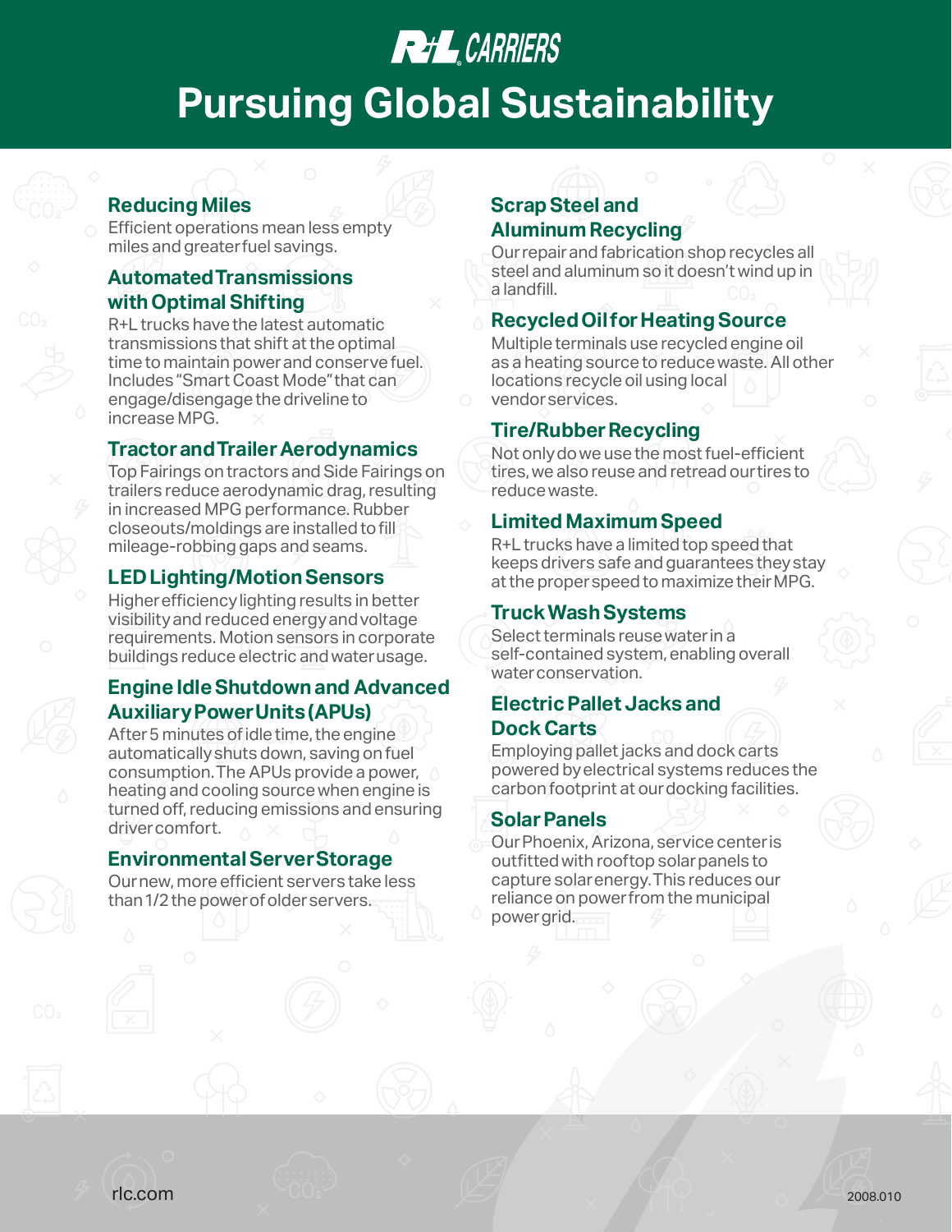R+L CARRIERS

# Pursuing Global Sustainability

## Reducing Miles

Efficient operations mean less empty miles and greater fuel savings.

## Automated Transmissions with Optimal Shifting

R+L trucks have the latest automatic transmissions that shift at the optimal time to maintain power and conserve fuel. Includes "Smart Coast Mode" that can engage/disengage the driveline to increase MPG.

## Tractor and Trailer Aerodynamics

Top Fairings on tractors and Side Fairings on trailers reduce aerodynamic drag, resulting in increased MPG performance. Rubber closeouts/moldings are installed to fill mileage-robbing gaps and seams.

## LED Lighting/Motion Sensors

Higher efficiency lighting results in better visibility and reduced energy and voltage requirements. Motion sensors in corporate buildings reduce electric and water usage.

## Engine Idle Shutdown and Advanced Auxiliary Power Units (APUs)

After 5 minutes of idle time, the engine automatically shuts down, saving on fuel consumption. The APUs provide a power, heating and cooling source when engine is turned off, reducing emissions and ensuring driver comfort.

## Environmental Server Storage

Our new, more efficient servers take less than 1/2 the power of older servers.

## Scrap Steel and Aluminum Recycling

Our repair and fabrication shop recycles all steel and aluminum so it doesn't wind up in a landfill.

## Recycled Oil for Heating Source

Multiple terminals use recycled engine oil as a heating source to reduce waste. All other locations recycle oil using local vendor services.

## Tire/Rubber Recycling

Not only do we use the most fuel-efficient tires, we also reuse and retread our tires to reduce waste.

## Limited Maximum Speed

R+L trucks have a limited top speed that keeps drivers safe and guarantees they stay at the proper speed to maximize their MPG.

## Truck Wash Systems

Select terminals reuse water in a self-contained system, enabling overall water conservation.

## Electric Pallet Jacks and Dock Carts

Employing pallet jacks and dock carts powered by electrical systems reduces the carbon footprint at our docking facilities.

## Solar Panels

Our Phoenix, Arizona, service center is outfitted with rooftop solar panels to capture solar energy. This reduces our reliance on power from the municipal power grid.

rlc.com

2008.010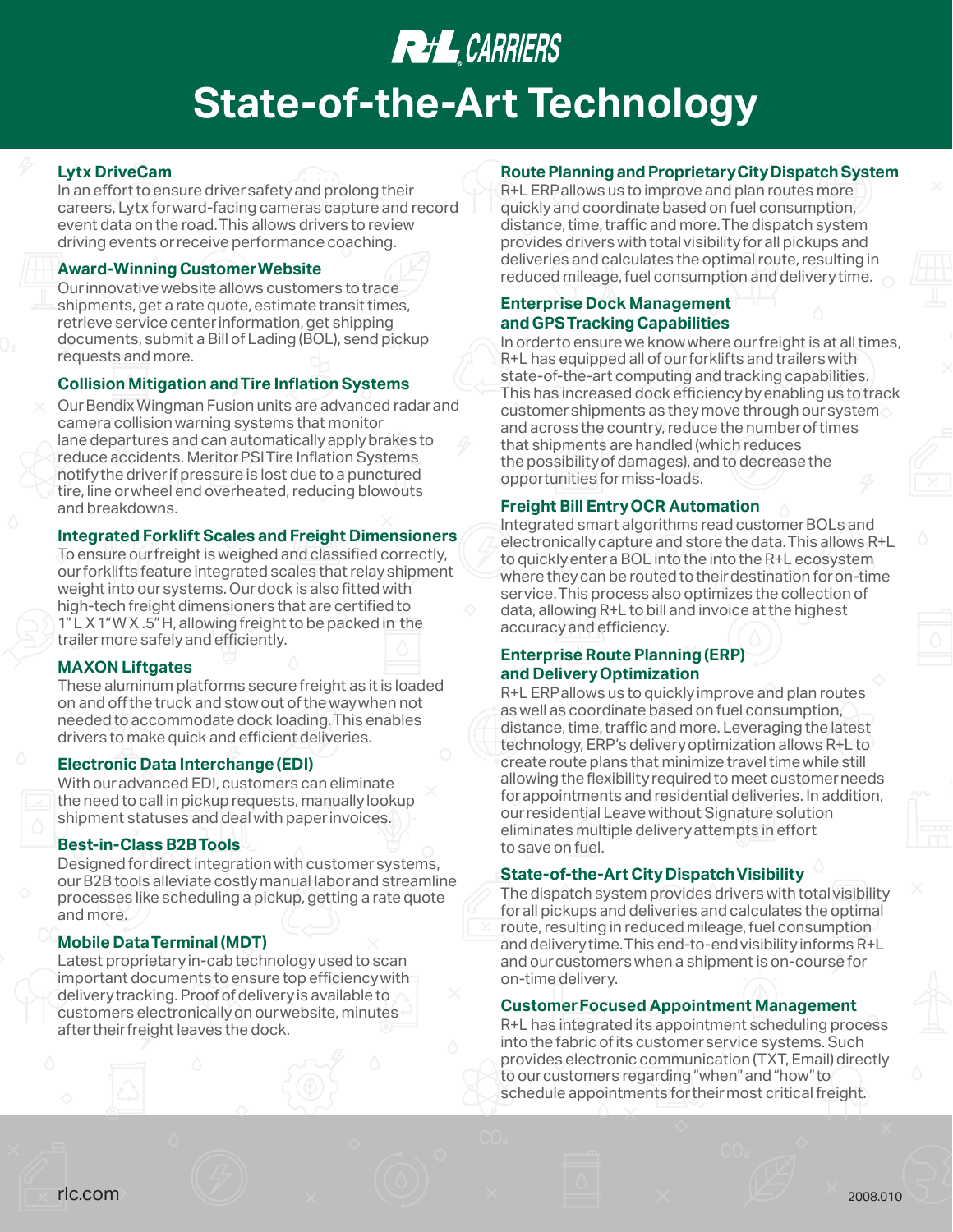R+L CARRIERS

# State-of-the-Art Technology

### Lytx DriveCam

In an effort to ensure driver safety and prolong their careers, Lytx forward-facing cameras capture and record event data on the road. This allows drivers to review driving events or receive performance coaching.

### Award-Winning Customer Website

Our innovative website allows customers to trace shipments, get a rate quote, estimate transit times, retrieve service center information, get shipping documents, submit a Bill of Lading (BOL), send pickup requests and more.

### Collision Mitigation and Tire Inflation Systems

Our Bendix Wingman Fusion units are advanced radar and camera collision warning systems that monitor lane departures and can automatically apply brakes to reduce accidents. Meritor PSI Tire Inflation Systems notify the driver if pressure is lost due to a punctured tire, line or wheel end overheated, reducing blowouts and breakdowns.

### Integrated Forklift Scales and Freight Dimensioners

To ensure our freight is weighed and classified correctly, our forklifts feature integrated scales that relay shipment weight into our systems. Our dock is also fitted with high-tech freight dimensioners that are certified to 1" L X 1" W X .5" H, allowing freight to be packed in the trailer more safely and efficiently.

### MAXON Liftgates

These aluminum platforms secure freight as it is loaded on and off the truck and stow out of the way when not needed to accommodate dock loading. This enables drivers to make quick and efficient deliveries.

### Electronic Data Interchange (EDI)

With our advanced EDI, customers can eliminate the need to call in pickup requests, manually lookup shipment statuses and deal with paper invoices.

### Best-in-Class B2B Tools

Designed for direct integration with customer systems, our B2B tools alleviate costly manual labor and streamline processes like scheduling a pickup, getting a rate quote and more.

### Mobile Data Terminal (MDT)

Latest proprietary in-cab technology used to scan important documents to ensure top efficiency with delivery tracking. Proof of delivery is available to customers electronically on our website, minutes after their freight leaves the dock.

### Route Planning and Proprietary City Dispatch System

R+L ERP allows us to improve and plan routes more quickly and coordinate based on fuel consumption, distance, time, traffic and more. The dispatch system provides drivers with total visibility for all pickups and deliveries and calculates the optimal route, resulting in reduced mileage, fuel consumption and delivery time.

### Enterprise Dock Management and GPS Tracking Capabilities

In order to ensure we know where our freight is at all times, R+L has equipped all of our forklifts and trailers with state-of-the-art computing and tracking capabilities. This has increased dock efficiency by enabling us to track customer shipments as they move through our system and across the country, reduce the number of times that shipments are handled (which reduces the possibility of damages), and to decrease the opportunities for miss-loads.

### Freight Bill Entry OCR Automation

Integrated smart algorithms read customer BOLs and electronically capture and store the data. This allows R+L to quickly enter a BOL into the into the R+L ecosystem where they can be routed to their destination for on-time service. This process also optimizes the collection of data, allowing R+L to bill and invoice at the highest accuracy and efficiency.

### Enterprise Route Planning (ERP) and Delivery Optimization

R+L ERP allows us to quickly improve and plan routes as well as coordinate based on fuel consumption, distance, time, traffic and more. Leveraging the latest technology, ERP's delivery optimization allows R+L to create route plans that minimize travel time while still allowing the flexibility required to meet customer needs for appointments and residential deliveries. In addition, our residential Leave without Signature solution eliminates multiple delivery attempts in effort to save on fuel.

### State-of-the-Art City Dispatch Visibility

The dispatch system provides drivers with total visibility for all pickups and deliveries and calculates the optimal route, resulting in reduced mileage, fuel consumption and delivery time. This end-to-end visibility informs R+L and our customers when a shipment is on-course for on-time delivery.

### Customer Focused Appointment Management

R+L has integrated its appointment scheduling process into the fabric of its customer service systems. Such provides electronic communication (TXT, Email) directly to our customers regarding "when" and "how" to schedule appointments for their most critical freight.

rlc.com

2008.010